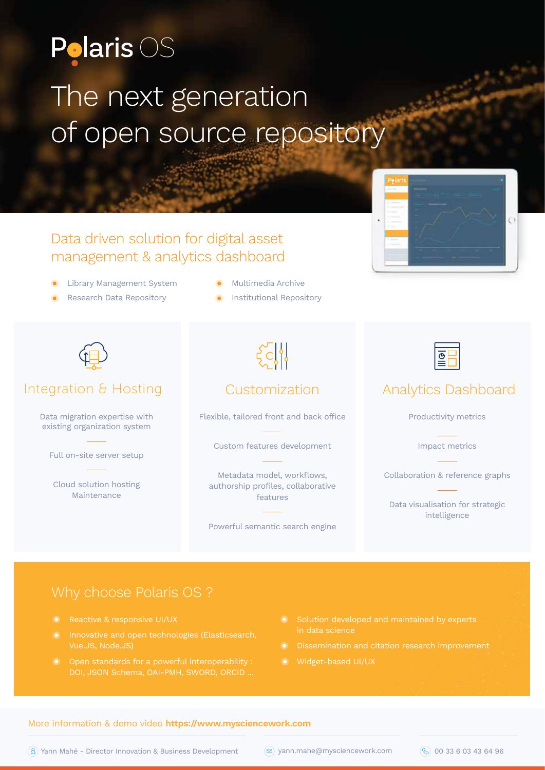# Polaris OS

## The next generation of open source repository

### Data driven solution for digital asset management & analytics dashboard

- Library Management System
- Research Data Repository
- Multimedia Archive
- Institutional Repository

### Integration & Hosting

Data migration expertise with existing organization system

Full on-site server setup

Cloud solution hosting Maintenance

### Customization

Flexible, tailored front and back office

Custom features development

Metadata model, workflows, authorship profiles, collaborative features

Powerful semantic search engine

### Analytics Dashboard

Productivity metrics

Impact metrics

Collaboration & reference graphs

Data visualisation for strategic intelligence

## Why choose Polaris OS ?

- Reactive & responsive UI/UX
- Innovative and open technologies (Elasticsearch, Vue.JS, Node.JS)
- Open standards for a powerful interoperability : DOI, JSON Schema, OAI-PMH, SWORD, ORCID ...
- Solution developed and maintained by experts in data science
- Dissemination and citation research improvement
- Widget-based UI/UX

More information & demo video **https://www.mysciencework.com**

Yann Mahé - Director Innovation & Business Development | yann.mahe@mysciencework.com | 00 33 6 03 43 64 96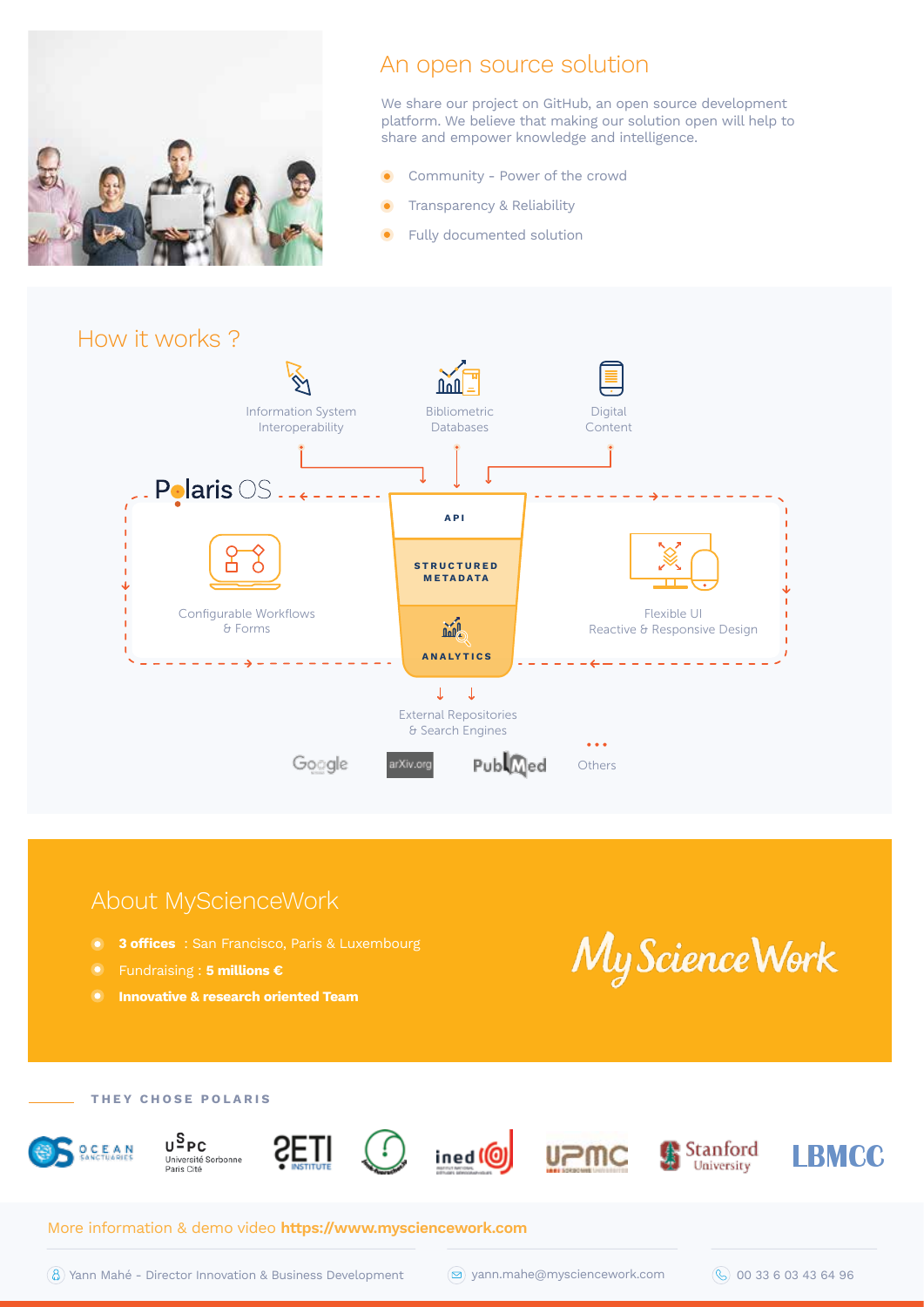## An open source solution

We share our project on GitHub, an open source development platform. We believe that making our solution open will help to share and empower knowledge and intelligence.

- Community - Power of the crowd
- Transparency & Reliability
- Fully documented solution

## How it works ?

Information System Interoperability

Bibliometric Databases

Digital Content

Polaris OS

API

STRUCTURED METADATA

ANALYTICS

Configurable Workflows & Forms

Flexible UI
Reactive & Responsive Design

External Repositories & Search Engines

Google

arXiv.org

PubMed

Others

## About MyScienceWork

- **3 offices** : San Francisco, Paris & Luxembourg
- Fundraising : **5 millions €**
- **Innovative & research oriented Team**

MyScienceWork

### THEY CHOSE POLARIS

OCEAN SANCTUARIES · USPC Université Sorbonne Paris Cité · SETI INSTITUTE · ined · UPMC · Stanford University · LBMCC

More information & demo video **https://www.mysciencework.com**

Yann Mahé - Director Innovation & Business Development

yann.mahe@mysciencework.com

00 33 6 03 43 64 96